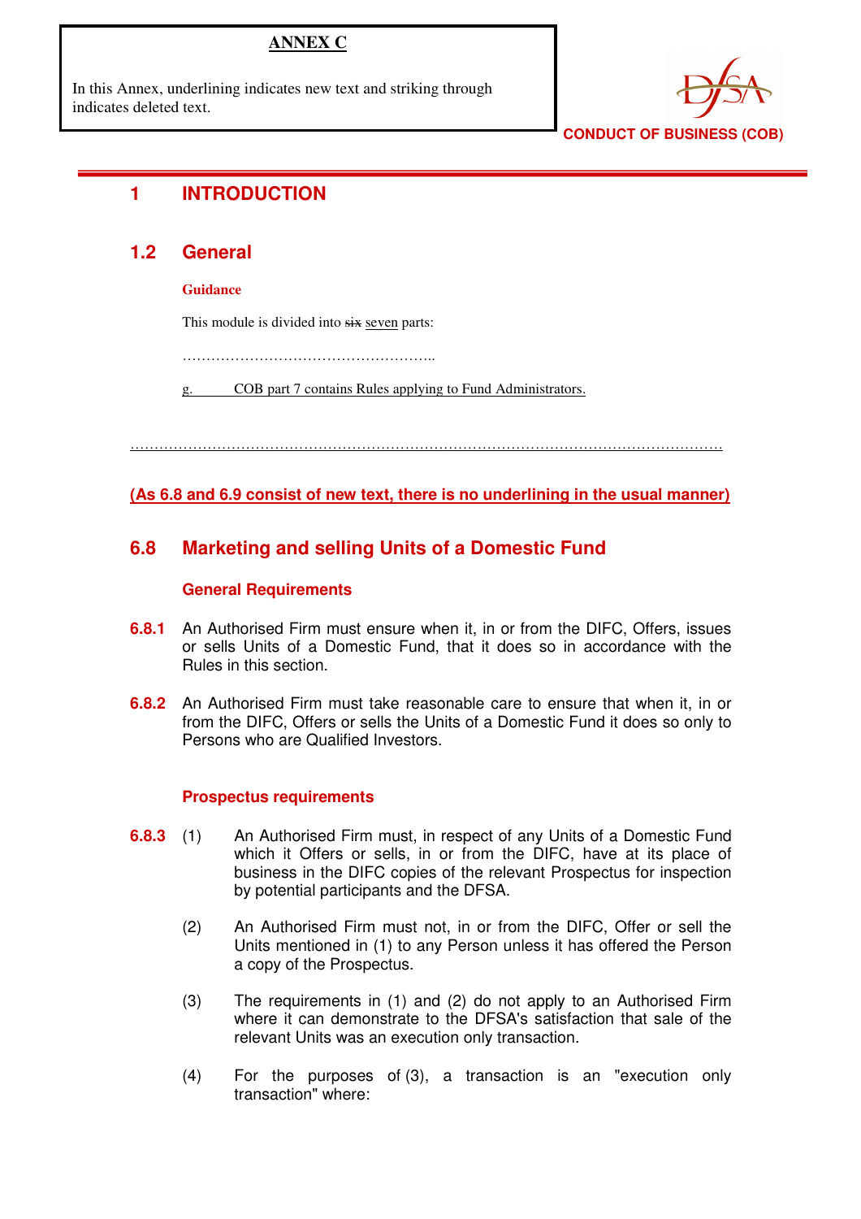**ANNEX C**

In this Annex, underlining indicates new text and striking through indicates deleted text.

CONDUCT OF BUSINESS (COB)

# 1 INTRODUCTION

## 1.2 General

**Guidance**

This module is divided into ~~six~~ <u>seven</u> parts:

……………………………………………..

<u>g. COB part 7 contains Rules applying to Fund Administrators.</u>

……………………………………………………………………………………………………………

**(As 6.8 and 6.9 consist of new text, there is no underlining in the usual manner)**

## 6.8 Marketing and selling Units of a Domestic Fund

### General Requirements

**6.8.1** An Authorised Firm must ensure when it, in or from the DIFC, Offers, issues or sells Units of a Domestic Fund, that it does so in accordance with the Rules in this section.

**6.8.2** An Authorised Firm must take reasonable care to ensure that when it, in or from the DIFC, Offers or sells the Units of a Domestic Fund it does so only to Persons who are Qualified Investors.

### Prospectus requirements

**6.8.3** (1) An Authorised Firm must, in respect of any Units of a Domestic Fund which it Offers or sells, in or from the DIFC, have at its place of business in the DIFC copies of the relevant Prospectus for inspection by potential participants and the DFSA.

(2) An Authorised Firm must not, in or from the DIFC, Offer or sell the Units mentioned in (1) to any Person unless it has offered the Person a copy of the Prospectus.

(3) The requirements in (1) and (2) do not apply to an Authorised Firm where it can demonstrate to the DFSA's satisfaction that sale of the relevant Units was an execution only transaction.

(4) For the purposes of (3), a transaction is an "execution only transaction" where: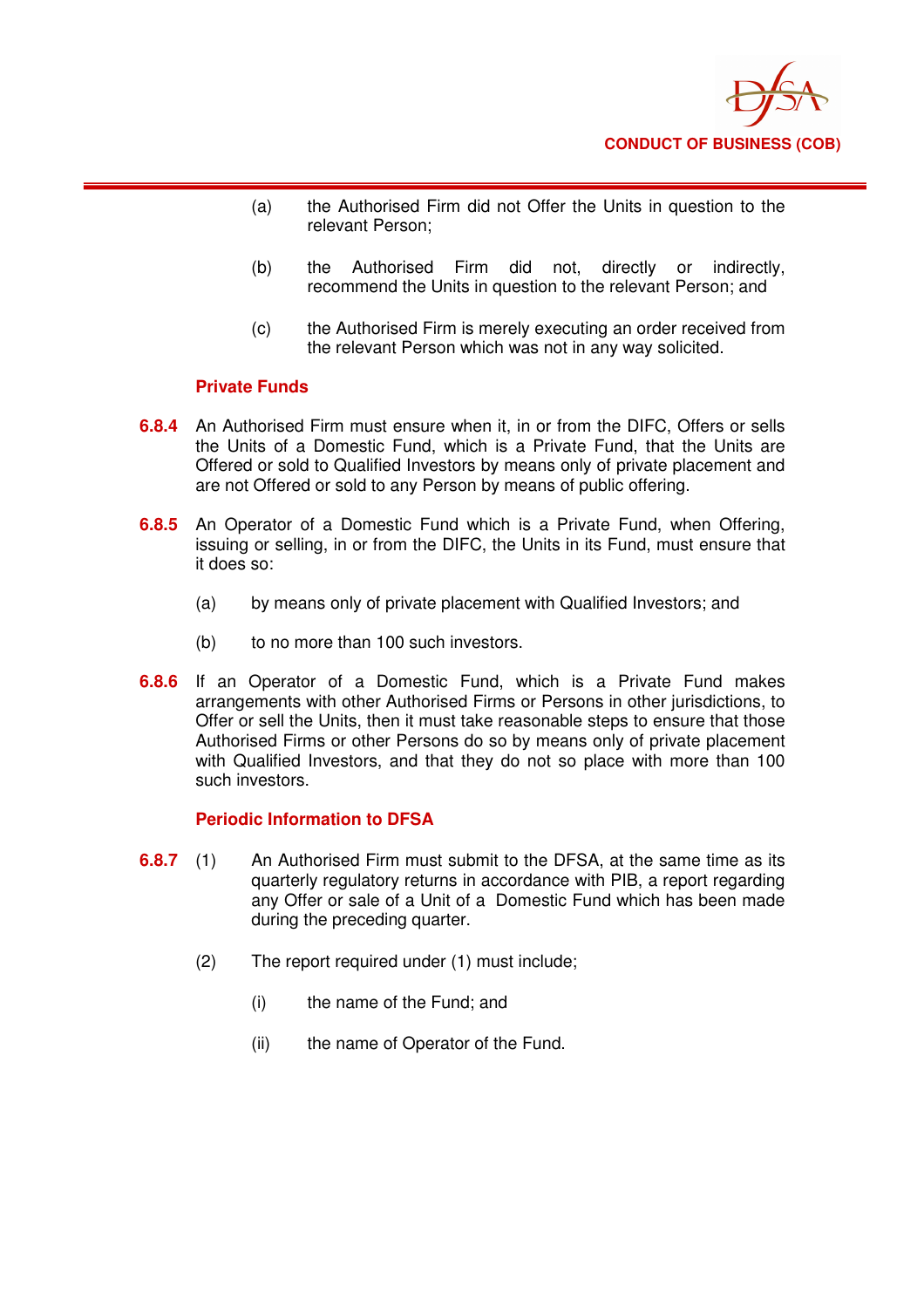(a) the Authorised Firm did not Offer the Units in question to the relevant Person;

(b) the Authorised Firm did not, directly or indirectly, recommend the Units in question to the relevant Person; and

(c) the Authorised Firm is merely executing an order received from the relevant Person which was not in any way solicited.

### Private Funds

**6.8.4** An Authorised Firm must ensure when it, in or from the DIFC, Offers or sells the Units of a Domestic Fund, which is a Private Fund, that the Units are Offered or sold to Qualified Investors by means only of private placement and are not Offered or sold to any Person by means of public offering.

**6.8.5** An Operator of a Domestic Fund which is a Private Fund, when Offering, issuing or selling, in or from the DIFC, the Units in its Fund, must ensure that it does so:

(a) by means only of private placement with Qualified Investors; and

(b) to no more than 100 such investors.

**6.8.6** If an Operator of a Domestic Fund, which is a Private Fund makes arrangements with other Authorised Firms or Persons in other jurisdictions, to Offer or sell the Units, then it must take reasonable steps to ensure that those Authorised Firms or other Persons do so by means only of private placement with Qualified Investors, and that they do not so place with more than 100 such investors.

### Periodic Information to DFSA

**6.8.7** (1) An Authorised Firm must submit to the DFSA, at the same time as its quarterly regulatory returns in accordance with PIB, a report regarding any Offer or sale of a Unit of a Domestic Fund which has been made during the preceding quarter.

(2) The report required under (1) must include;

(i) the name of the Fund; and

(ii) the name of Operator of the Fund.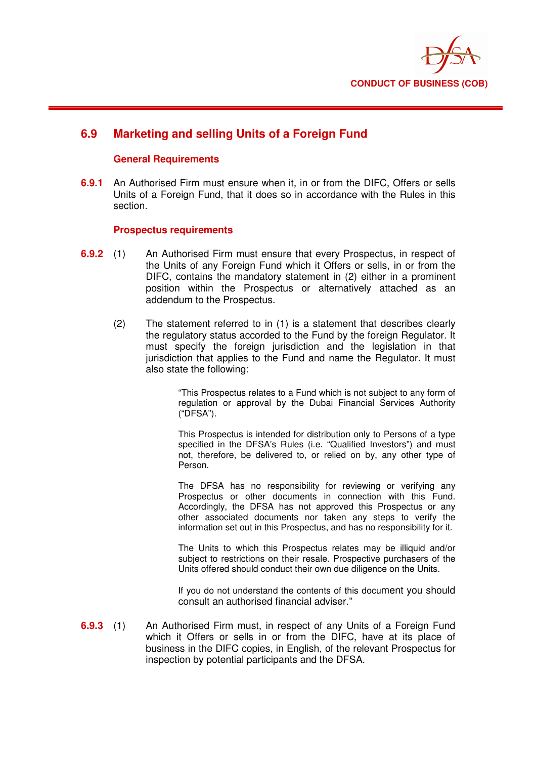## 6.9 Marketing and selling Units of a Foreign Fund

### General Requirements

**6.9.1** An Authorised Firm must ensure when it, in or from the DIFC, Offers or sells Units of a Foreign Fund, that it does so in accordance with the Rules in this section.

### Prospectus requirements

**6.9.2** (1) An Authorised Firm must ensure that every Prospectus, in respect of the Units of any Foreign Fund which it Offers or sells, in or from the DIFC, contains the mandatory statement in (2) either in a prominent position within the Prospectus or alternatively attached as an addendum to the Prospectus.

(2) The statement referred to in (1) is a statement that describes clearly the regulatory status accorded to the Fund by the foreign Regulator. It must specify the foreign jurisdiction and the legislation in that jurisdiction that applies to the Fund and name the Regulator. It must also state the following:

> "This Prospectus relates to a Fund which is not subject to any form of regulation or approval by the Dubai Financial Services Authority ("DFSA").
>
> This Prospectus is intended for distribution only to Persons of a type specified in the DFSA's Rules (i.e. "Qualified Investors") and must not, therefore, be delivered to, or relied on by, any other type of Person.
>
> The DFSA has no responsibility for reviewing or verifying any Prospectus or other documents in connection with this Fund. Accordingly, the DFSA has not approved this Prospectus or any other associated documents nor taken any steps to verify the information set out in this Prospectus, and has no responsibility for it.
>
> The Units to which this Prospectus relates may be illiquid and/or subject to restrictions on their resale. Prospective purchasers of the Units offered should conduct their own due diligence on the Units.
>
> If you do not understand the contents of this document you should consult an authorised financial adviser."

**6.9.3** (1) An Authorised Firm must, in respect of any Units of a Foreign Fund which it Offers or sells in or from the DIFC, have at its place of business in the DIFC copies, in English, of the relevant Prospectus for inspection by potential participants and the DFSA.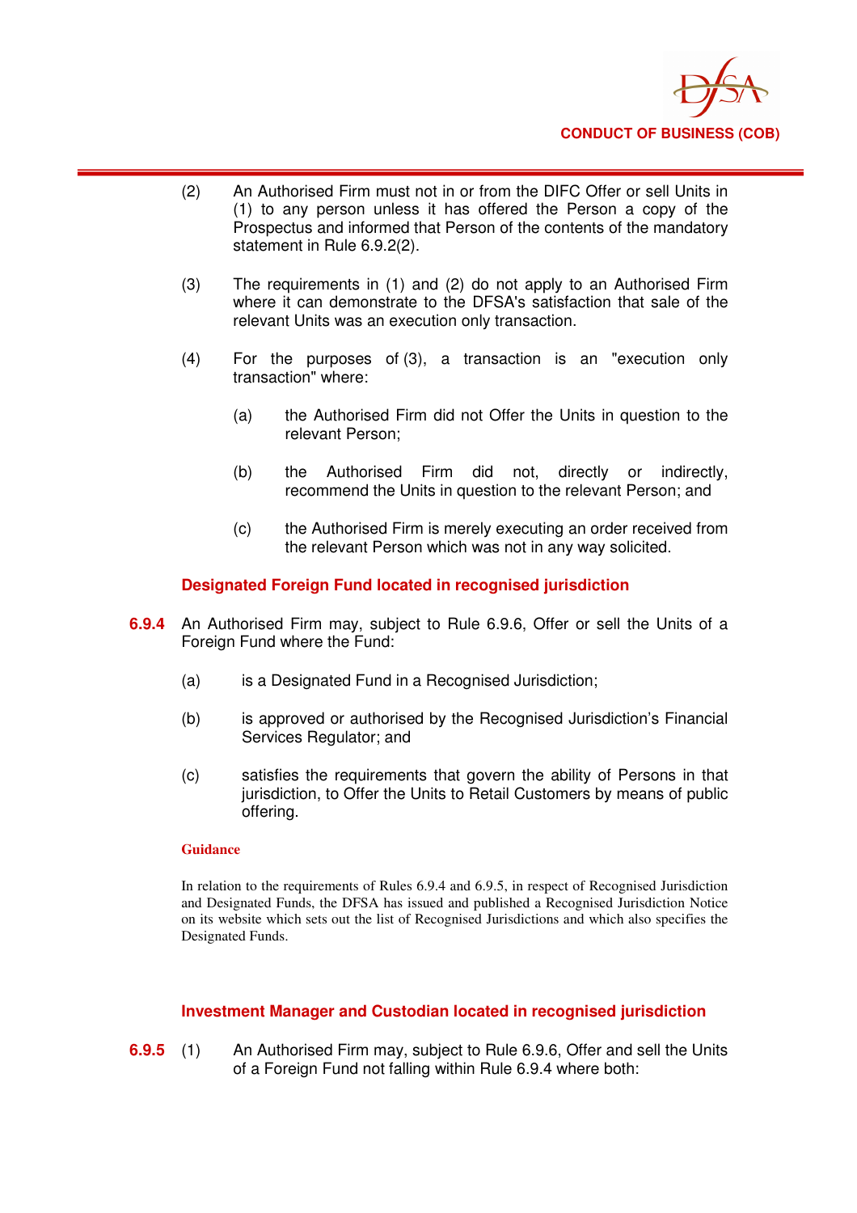(2) An Authorised Firm must not in or from the DIFC Offer or sell Units in (1) to any person unless it has offered the Person a copy of the Prospectus and informed that Person of the contents of the mandatory statement in Rule 6.9.2(2).

(3) The requirements in (1) and (2) do not apply to an Authorised Firm where it can demonstrate to the DFSA's satisfaction that sale of the relevant Units was an execution only transaction.

(4) For the purposes of (3), a transaction is an "execution only transaction" where:

(a) the Authorised Firm did not Offer the Units in question to the relevant Person;

(b) the Authorised Firm did not, directly or indirectly, recommend the Units in question to the relevant Person; and

(c) the Authorised Firm is merely executing an order received from the relevant Person which was not in any way solicited.

### Designated Foreign Fund located in recognised jurisdiction

**6.9.4** An Authorised Firm may, subject to Rule 6.9.6, Offer or sell the Units of a Foreign Fund where the Fund:

(a) is a Designated Fund in a Recognised Jurisdiction;

(b) is approved or authorised by the Recognised Jurisdiction's Financial Services Regulator; and

(c) satisfies the requirements that govern the ability of Persons in that jurisdiction, to Offer the Units to Retail Customers by means of public offering.

**Guidance**

In relation to the requirements of Rules 6.9.4 and 6.9.5, in respect of Recognised Jurisdiction and Designated Funds, the DFSA has issued and published a Recognised Jurisdiction Notice on its website which sets out the list of Recognised Jurisdictions and which also specifies the Designated Funds.

### Investment Manager and Custodian located in recognised jurisdiction

**6.9.5** (1) An Authorised Firm may, subject to Rule 6.9.6, Offer and sell the Units of a Foreign Fund not falling within Rule 6.9.4 where both: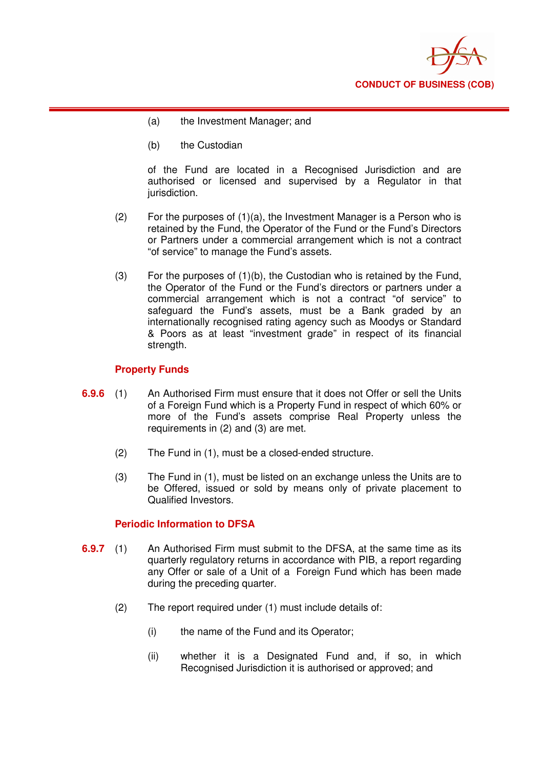(a) the Investment Manager; and

(b) the Custodian

of the Fund are located in a Recognised Jurisdiction and are authorised or licensed and supervised by a Regulator in that jurisdiction.

(2) For the purposes of (1)(a), the Investment Manager is a Person who is retained by the Fund, the Operator of the Fund or the Fund's Directors or Partners under a commercial arrangement which is not a contract "of service" to manage the Fund's assets.

(3) For the purposes of (1)(b), the Custodian who is retained by the Fund, the Operator of the Fund or the Fund's directors or partners under a commercial arrangement which is not a contract "of service" to safeguard the Fund's assets, must be a Bank graded by an internationally recognised rating agency such as Moodys or Standard & Poors as at least "investment grade" in respect of its financial strength.

### Property Funds

**6.9.6** (1) An Authorised Firm must ensure that it does not Offer or sell the Units of a Foreign Fund which is a Property Fund in respect of which 60% or more of the Fund's assets comprise Real Property unless the requirements in (2) and (3) are met.

(2) The Fund in (1), must be a closed-ended structure.

(3) The Fund in (1), must be listed on an exchange unless the Units are to be Offered, issued or sold by means only of private placement to Qualified Investors.

### Periodic Information to DFSA

**6.9.7** (1) An Authorised Firm must submit to the DFSA, at the same time as its quarterly regulatory returns in accordance with PIB, a report regarding any Offer or sale of a Unit of a Foreign Fund which has been made during the preceding quarter.

(2) The report required under (1) must include details of:

(i) the name of the Fund and its Operator;

(ii) whether it is a Designated Fund and, if so, in which Recognised Jurisdiction it is authorised or approved; and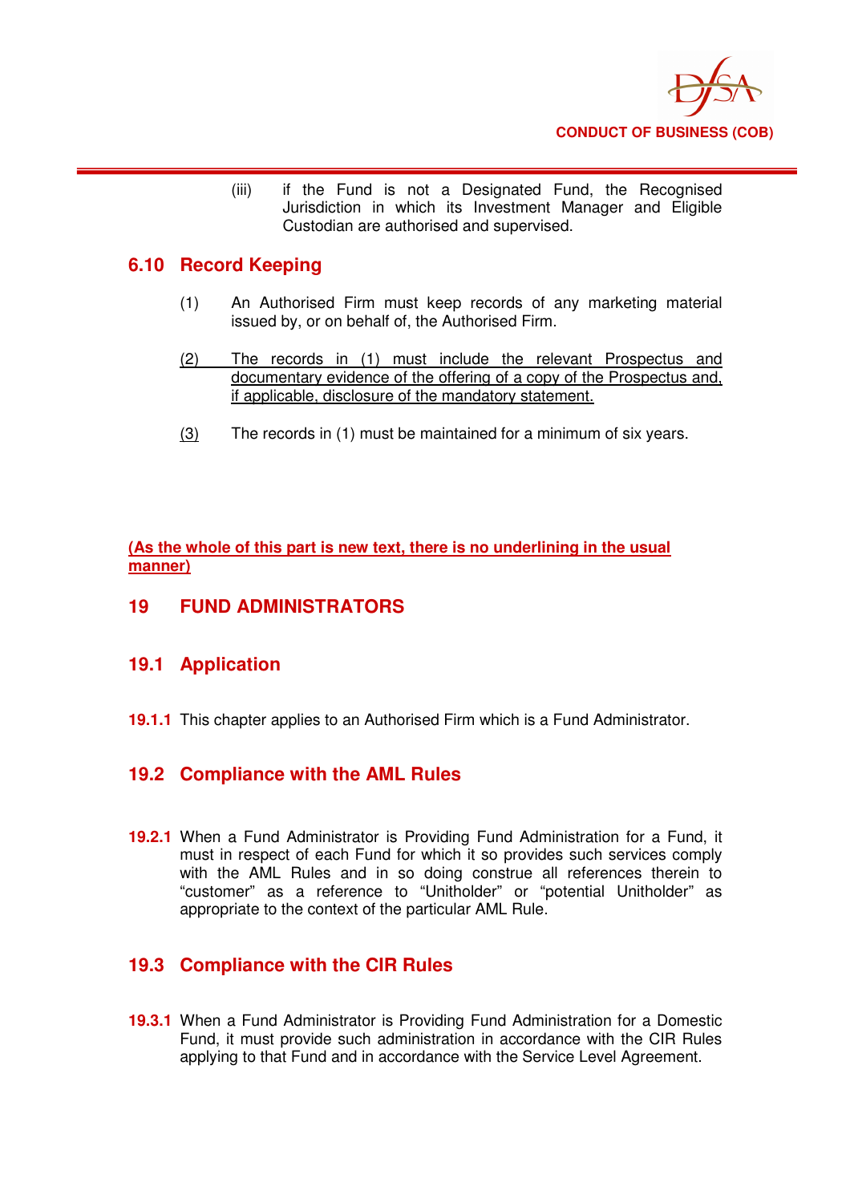(iii) if the Fund is not a Designated Fund, the Recognised Jurisdiction in which its Investment Manager and Eligible Custodian are authorised and supervised.

## 6.10 Record Keeping

(1) An Authorised Firm must keep records of any marketing material issued by, or on behalf of, the Authorised Firm.

<u>(2) The records in (1) must include the relevant Prospectus and documentary evidence of the offering of a copy of the Prospectus and, if applicable, disclosure of the mandatory statement.</u>

<u>(3)</u> The records in (1) must be maintained for a minimum of six years.

**<u>(As the whole of this part is new text, there is no underlining in the usual manner)</u>**

# 19 FUND ADMINISTRATORS

## 19.1 Application

**19.1.1** This chapter applies to an Authorised Firm which is a Fund Administrator.

## 19.2 Compliance with the AML Rules

**19.2.1** When a Fund Administrator is Providing Fund Administration for a Fund, it must in respect of each Fund for which it so provides such services comply with the AML Rules and in so doing construe all references therein to "customer" as a reference to "Unitholder" or "potential Unitholder" as appropriate to the context of the particular AML Rule.

## 19.3 Compliance with the CIR Rules

**19.3.1** When a Fund Administrator is Providing Fund Administration for a Domestic Fund, it must provide such administration in accordance with the CIR Rules applying to that Fund and in accordance with the Service Level Agreement.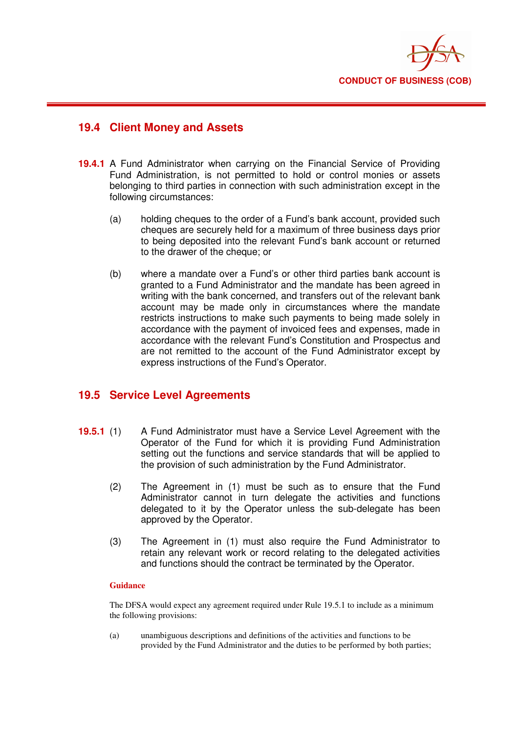## 19.4 Client Money and Assets

**19.4.1** A Fund Administrator when carrying on the Financial Service of Providing Fund Administration, is not permitted to hold or control monies or assets belonging to third parties in connection with such administration except in the following circumstances:

(a) holding cheques to the order of a Fund's bank account, provided such cheques are securely held for a maximum of three business days prior to being deposited into the relevant Fund's bank account or returned to the drawer of the cheque; or

(b) where a mandate over a Fund's or other third parties bank account is granted to a Fund Administrator and the mandate has been agreed in writing with the bank concerned, and transfers out of the relevant bank account may be made only in circumstances where the mandate restricts instructions to make such payments to being made solely in accordance with the payment of invoiced fees and expenses, made in accordance with the relevant Fund's Constitution and Prospectus and are not remitted to the account of the Fund Administrator except by express instructions of the Fund's Operator.

## 19.5 Service Level Agreements

**19.5.1** (1) A Fund Administrator must have a Service Level Agreement with the Operator of the Fund for which it is providing Fund Administration setting out the functions and service standards that will be applied to the provision of such administration by the Fund Administrator.

(2) The Agreement in (1) must be such as to ensure that the Fund Administrator cannot in turn delegate the activities and functions delegated to it by the Operator unless the sub-delegate has been approved by the Operator.

(3) The Agreement in (1) must also require the Fund Administrator to retain any relevant work or record relating to the delegated activities and functions should the contract be terminated by the Operator.

**Guidance**

The DFSA would expect any agreement required under Rule 19.5.1 to include as a minimum the following provisions:

(a) unambiguous descriptions and definitions of the activities and functions to be provided by the Fund Administrator and the duties to be performed by both parties;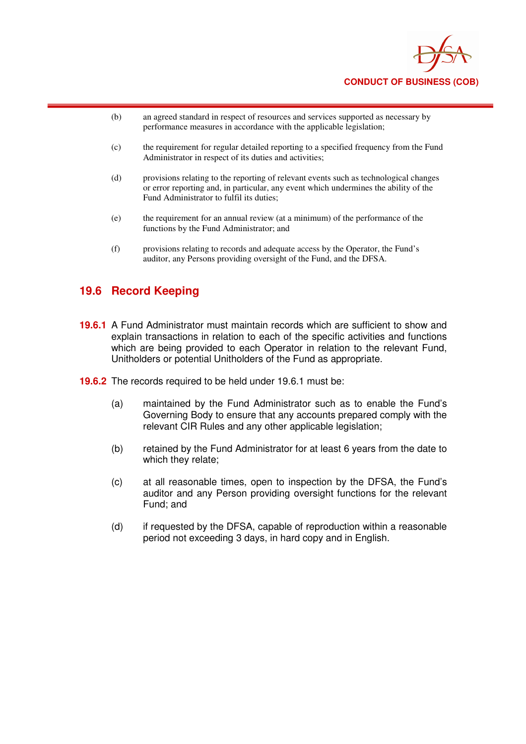(b) an agreed standard in respect of resources and services supported as necessary by performance measures in accordance with the applicable legislation;

(c) the requirement for regular detailed reporting to a specified frequency from the Fund Administrator in respect of its duties and activities;

(d) provisions relating to the reporting of relevant events such as technological changes or error reporting and, in particular, any event which undermines the ability of the Fund Administrator to fulfil its duties;

(e) the requirement for an annual review (at a minimum) of the performance of the functions by the Fund Administrator; and

(f) provisions relating to records and adequate access by the Operator, the Fund's auditor, any Persons providing oversight of the Fund, and the DFSA.

## 19.6 Record Keeping

**19.6.1** A Fund Administrator must maintain records which are sufficient to show and explain transactions in relation to each of the specific activities and functions which are being provided to each Operator in relation to the relevant Fund, Unitholders or potential Unitholders of the Fund as appropriate.

**19.6.2** The records required to be held under 19.6.1 must be:

(a) maintained by the Fund Administrator such as to enable the Fund's Governing Body to ensure that any accounts prepared comply with the relevant CIR Rules and any other applicable legislation;

(b) retained by the Fund Administrator for at least 6 years from the date to which they relate;

(c) at all reasonable times, open to inspection by the DFSA, the Fund's auditor and any Person providing oversight functions for the relevant Fund; and

(d) if requested by the DFSA, capable of reproduction within a reasonable period not exceeding 3 days, in hard copy and in English.